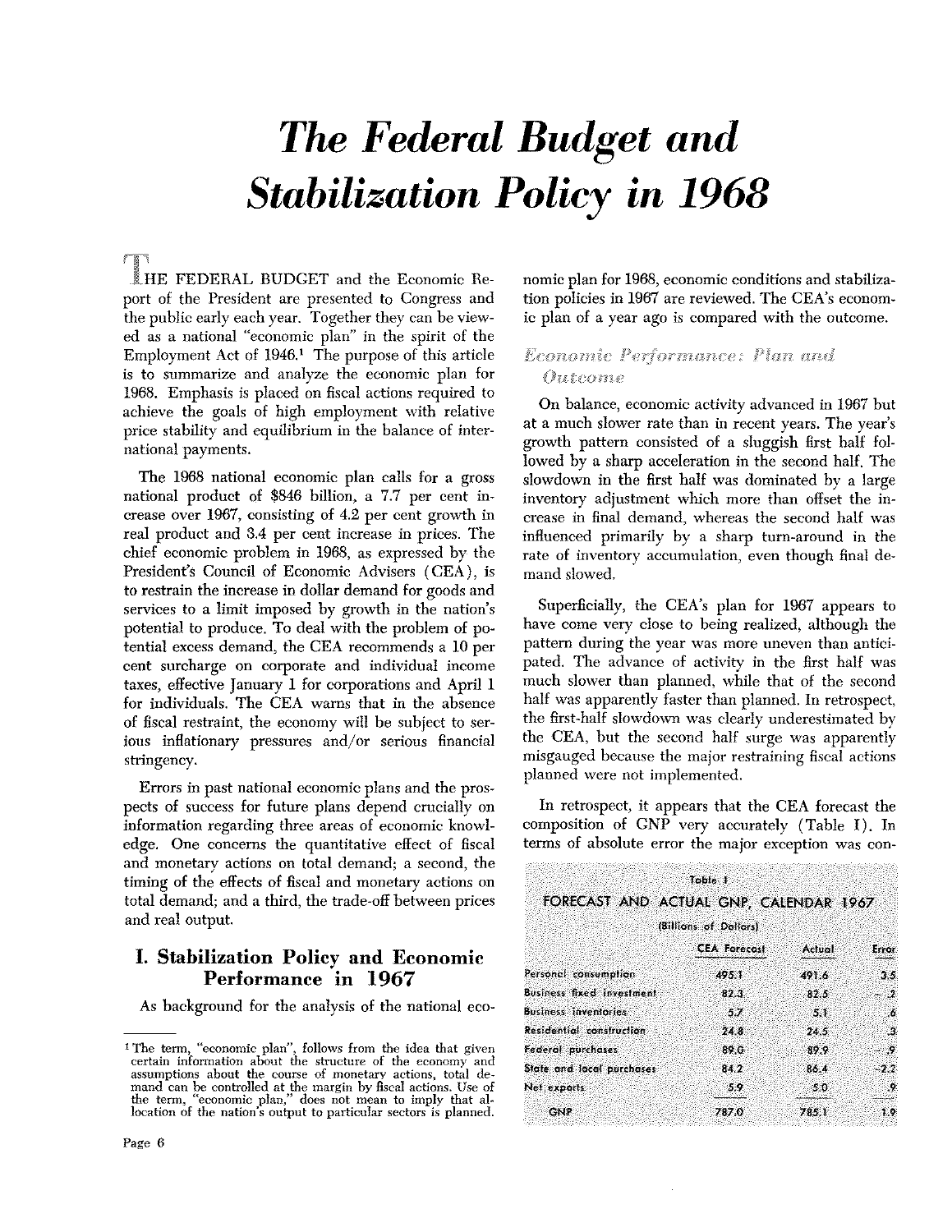# The Federal Budget and Stabilization Policy in 1968

THE FEDERAL BUDGET and the Economic Report of the President are presented to Congress and the public early each year. Together they can be viewed as a national "economic plan" in the spirit of the Employment Act of 1946.[1] The purpose of this article is to summarize and analyze the economic plan for 1968. Emphasis is placed on fiscal actions required to achieve the goals of high employment with relative price stability and equilibrium in the balance of international payments.

The 1968 national economic plan calls for a gross national product of $846 billion, a 7.7 per cent increase over 1967, consisting of 4.2 per cent growth in real product and 3.4 per cent increase in prices. The chief economic problem in 1968, as expressed by the President's Council of Economic Advisers (CEA), is to restrain the increase in dollar demand for goods and services to a limit imposed by growth in the nation's potential to produce. To deal with the problem of potential excess demand, the CEA recommends a 10 per cent surcharge on corporate and individual income taxes, effective January 1 for corporations and April 1 for individuals. The CEA warns that in the absence of fiscal restraint, the economy will be subject to serious inflationary pressures and/or serious financial stringency.

Errors in past national economic plans and the prospects of success for future plans depend crucially on information regarding three areas of economic knowledge. One concerns the quantitative effect of fiscal and monetary actions on total demand; a second, the timing of the effects of fiscal and monetary actions on total demand; and a third, the trade-off between prices and real output.

## I. Stabilization Policy and Economic Performance in 1967

As background for the analysis of the national economic plan for 1968, economic conditions and stabilization policies in 1967 are reviewed. The CEA's economic plan of a year ago is compared with the outcome.

### *Economic Performance: Plan and Outcome*

On balance, economic activity advanced in 1967 but at a much slower rate than in recent years. The year's growth pattern consisted of a sluggish first half followed by a sharp acceleration in the second half. The slowdown in the first half was dominated by a large inventory adjustment which more than offset the increase in final demand, whereas the second half was influenced primarily by a sharp turn-around in the rate of inventory accumulation, even though final demand slowed.

Superficially, the CEA's plan for 1967 appears to have come very close to being realized, although the pattern during the year was more uneven than anticipated. The advance of activity in the first half was much slower than planned, while that of the second half was apparently faster than planned. In retrospect, the first-half slowdown was clearly underestimated by the CEA, but the second half surge was apparently misgauged because the major restraining fiscal actions planned were not implemented.

In retrospect, it appears that the CEA forecast the composition of GNP very accurately (Table I). In terms of absolute error the major exception was con-

**Table I**

**FORECAST AND ACTUAL GNP, CALENDAR 1967**

(Billions of Dollars)

| | CEA Forecast | Actual | Error |
|---|---|---|---|
| Personal consumption | 495.1 | 491.6 | 3.5 |
| Business fixed investment | 82.3 | 82.5 | −.2 |
| Business inventories | 5.7 | 5.1 | .6 |
| Residential construction | 24.8 | 24.5 | .3 |
| Federal purchases | 89.0 | 89.9 | −.9 |
| State and local purchases | 84.2 | 86.4 | −2.2 |
| Net exports | 5.9 | 5.0 | .9 |
| GNP | 787.0 | 785.1 | 1.9 |

[1] The term, "economic plan", follows from the idea that given certain information about the structure of the economy and assumptions about the course of monetary actions, total demand can be controlled at the margin by fiscal actions. Use of the term, "economic plan," does not mean to imply that allocation of the nation's output to particular sectors is planned.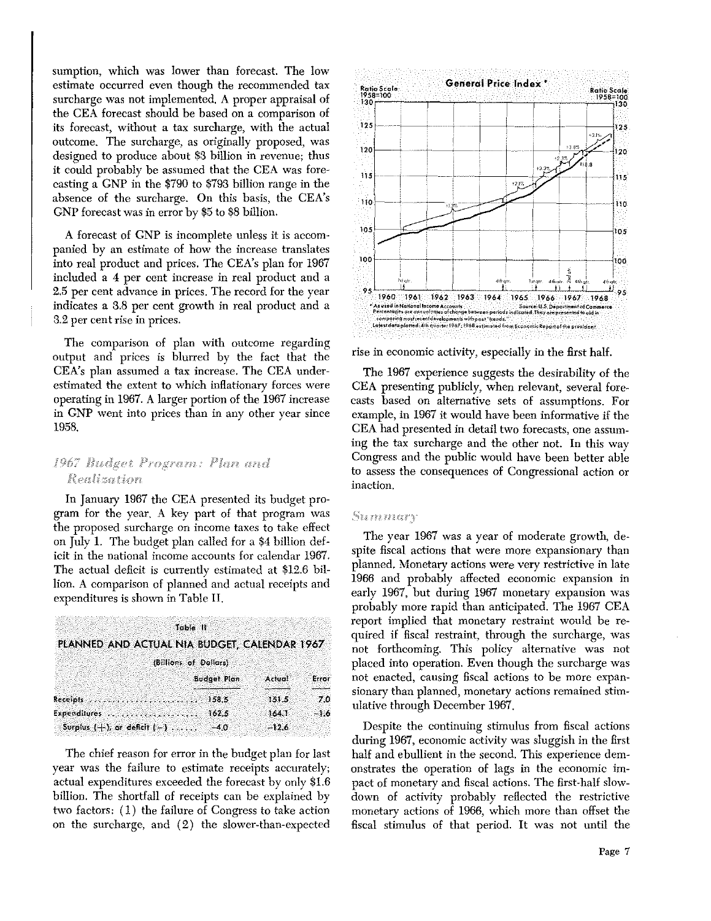sumption, which was lower than forecast. The low estimate occurred even though the recommended tax surcharge was not implemented. A proper appraisal of the CEA forecast should be based on a comparison of its forecast, without a tax surcharge, with the actual outcome. The surcharge, as originally proposed, was designed to produce about $3 billion in revenue; thus it could probably be assumed that the CEA was forecasting a GNP in the $790 to $793 billion range in the absence of the surcharge. On this basis, the CEA's GNP forecast was in error by $5 to $8 billion.

A forecast of GNP is incomplete unless it is accompanied by an estimate of how the increase translates into real product and prices. The CEA's plan for 1967 included a 4 per cent increase in real product and a 2.5 per cent advance in prices. The record for the year indicates a 3.8 per cent growth in real product and a 3.2 per cent rise in prices.

The comparison of plan with outcome regarding output and prices is blurred by the fact that the CEA's plan assumed a tax increase. The CEA underestimated the extent to which inflationary forces were operating in 1967. A larger portion of the 1967 increase in GNP went into prices than in any other year since 1958.

## 1967 Budget Program: Plan and Realization

In January 1967 the CEA presented its budget program for the year. A key part of that program was the proposed surcharge on income taxes to take effect on July 1. The budget plan called for a $4 billion deficit in the national income accounts for calendar 1967. The actual deficit is currently estimated at $12.6 billion. A comparison of planned and actual receipts and expenditures is shown in Table II.

**Table II**

**PLANNED AND ACTUAL NIA BUDGET, CALENDAR 1967**

(Billions of Dollars)

| | Budget Plan | Actual | Error |
|---|---|---|---|
| Receipts | 158.5 | 151.5 | 7.0 |
| Expenditures | 162.5 | 164.1 | −1.6 |
| Surplus (+), or deficit (−) | −4.0 | −12.6 | |

The chief reason for error in the budget plan for last year was the failure to estimate receipts accurately; actual expenditures exceeded the forecast by only $1.6 billion. The shortfall of receipts can be explained by two factors: (1) the failure of Congress to take action on the surcharge, and (2) the slower-than-expected rise in economic activity, especially in the first half.

**General Price Index***

Ratio Scale 1958=100

*As used in National Income Accounts. Percentages are annual rates of change between periods indicated. They are presented to aid in comparing most recent developments with past "trends."
Latest data plotted: 4th quarter 1967; 1968 estimated from Economic Report of the President
Source: U.S. Department of Commerce

The 1967 experience suggests the desirability of the CEA presenting publicly, when relevant, several forecasts based on alternative sets of assumptions. For example, in 1967 it would have been informative if the CEA had presented in detail two forecasts, one assuming the tax surcharge and the other not. In this way Congress and the public would have been better able to assess the consequences of Congressional action or inaction.

## Summary

The year 1967 was a year of moderate growth, despite fiscal actions that were more expansionary than planned. Monetary actions were very restrictive in late 1966 and probably affected economic expansion in early 1967, but during 1967 monetary expansion was probably more rapid than anticipated. The 1967 CEA report implied that monetary restraint would be required if fiscal restraint, through the surcharge, was not forthcoming. This policy alternative was not placed into operation. Even though the surcharge was not enacted, causing fiscal actions to be more expansionary than planned, monetary actions remained stimulative through December 1967.

Despite the continuing stimulus from fiscal actions during 1967, economic activity was sluggish in the first half and ebullient in the second. This experience demonstrates the operation of lags in the economic impact of monetary and fiscal actions. The first-half slowdown of activity probably reflected the restrictive monetary actions of 1966, which more than offset the fiscal stimulus of that period. It was not until the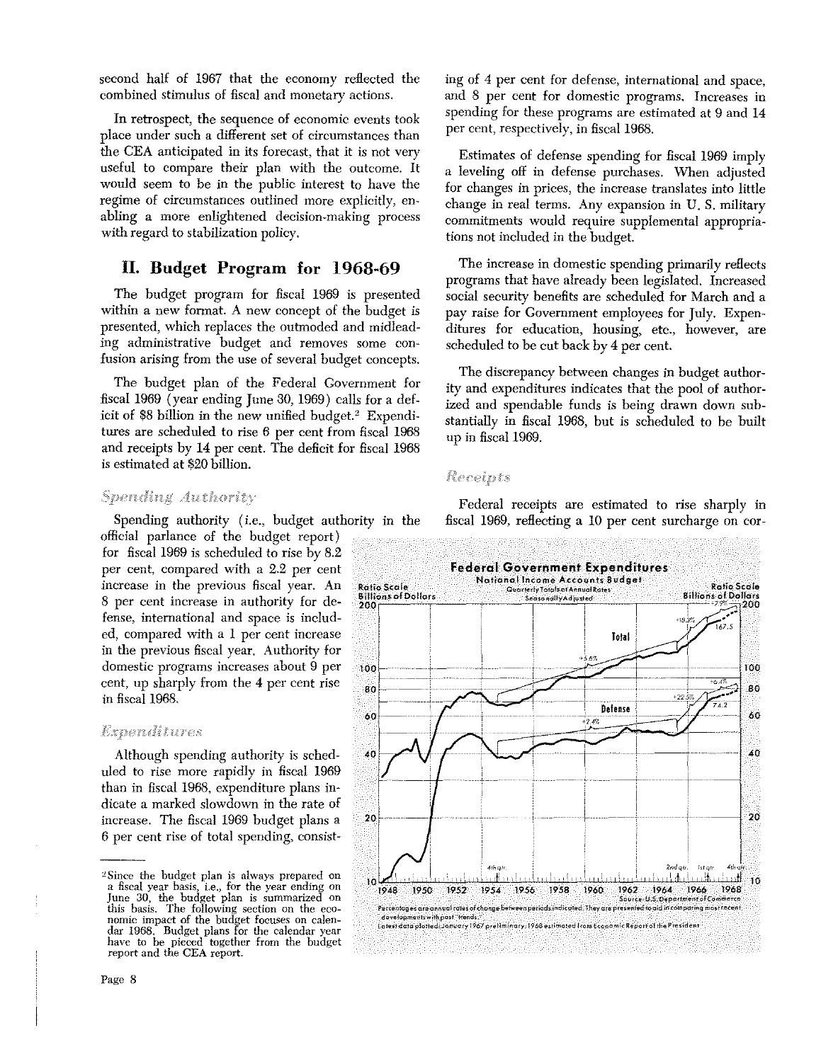second half of 1967 that the economy reflected the combined stimulus of fiscal and monetary actions.

In retrospect, the sequence of economic events took place under such a different set of circumstances than the CEA anticipated in its forecast, that it is not very useful to compare their plan with the outcome. It would seem to be in the public interest to have the regime of circumstances outlined more explicitly, enabling a more enlightened decision-making process with regard to stabilization policy.

## II. Budget Program for 1968-69

The budget program for fiscal 1969 is presented within a new format. A new concept of the budget is presented, which replaces the outmoded and misleading administrative budget and removes some confusion arising from the use of several budget concepts.

The budget plan of the Federal Government for fiscal 1969 (year ending June 30, 1969) calls for a deficit of $8 billion in the new unified budget.[2] Expenditures are scheduled to rise 6 per cent from fiscal 1968 and receipts by 14 per cent. The deficit for fiscal 1968 is estimated at $20 billion.

### *Spending Authority*

Spending authority (i.e., budget authority in the official parlance of the budget report) for fiscal 1969 is scheduled to rise by 8.2 per cent, compared with a 2.2 per cent increase in the previous fiscal year. An 8 per cent increase in authority for defense, international and space is included, compared with a 1 per cent increase in the previous fiscal year. Authority for domestic programs increases about 9 per cent, up sharply from the 4 per cent rise in fiscal 1968.

### *Expenditures*

Although spending authority is scheduled to rise more rapidly in fiscal 1969 than in fiscal 1968, expenditure plans indicate a marked slowdown in the rate of increase. The fiscal 1969 budget plans a 6 per cent rise of total spending, consisting of 4 per cent for defense, international and space, and 8 per cent for domestic programs. Increases in spending for these programs are estimated at 9 and 14 per cent, respectively, in fiscal 1968.

Estimates of defense spending for fiscal 1969 imply a leveling off in defense purchases. When adjusted for changes in prices, the increase translates into little change in real terms. Any expansion in U. S. military commitments would require supplemental appropriations not included in the budget.

The increase in domestic spending primarily reflects programs that have already been legislated. Increased social security benefits are scheduled for March and a pay raise for Government employees for July. Expenditures for education, housing, etc., however, are scheduled to be cut back by 4 per cent.

The discrepancy between changes in budget authority and expenditures indicates that the pool of authorized and spendable funds is being drawn down substantially in fiscal 1968, but is scheduled to be built up in fiscal 1969.

### *Receipts*

Federal receipts are estimated to rise sharply in fiscal 1969, reflecting a 10 per cent surcharge on cor-

**Federal Government Expenditures**
National Income Accounts Budget
Quarterly Totals at Annual Rates
Seasonally Adjusted

Ratio Scale — Billions of Dollars

Source: U.S. Department of Commerce
Percentages are annual rates of change between periods indicated. They are presented to aid in comparing most recent developments with past "trends."
Latest data plotted: January 1967 preliminary. 1968 estimated from Economic Report of the President.

---

[2] Since the budget plan is always prepared on a fiscal year basis, i.e., for the year ending on June 30, the budget plan is summarized on this basis. The following section on the economic impact of the budget focuses on calendar 1968. Budget plans for the calendar year have to be pieced together from the budget report and the CEA report.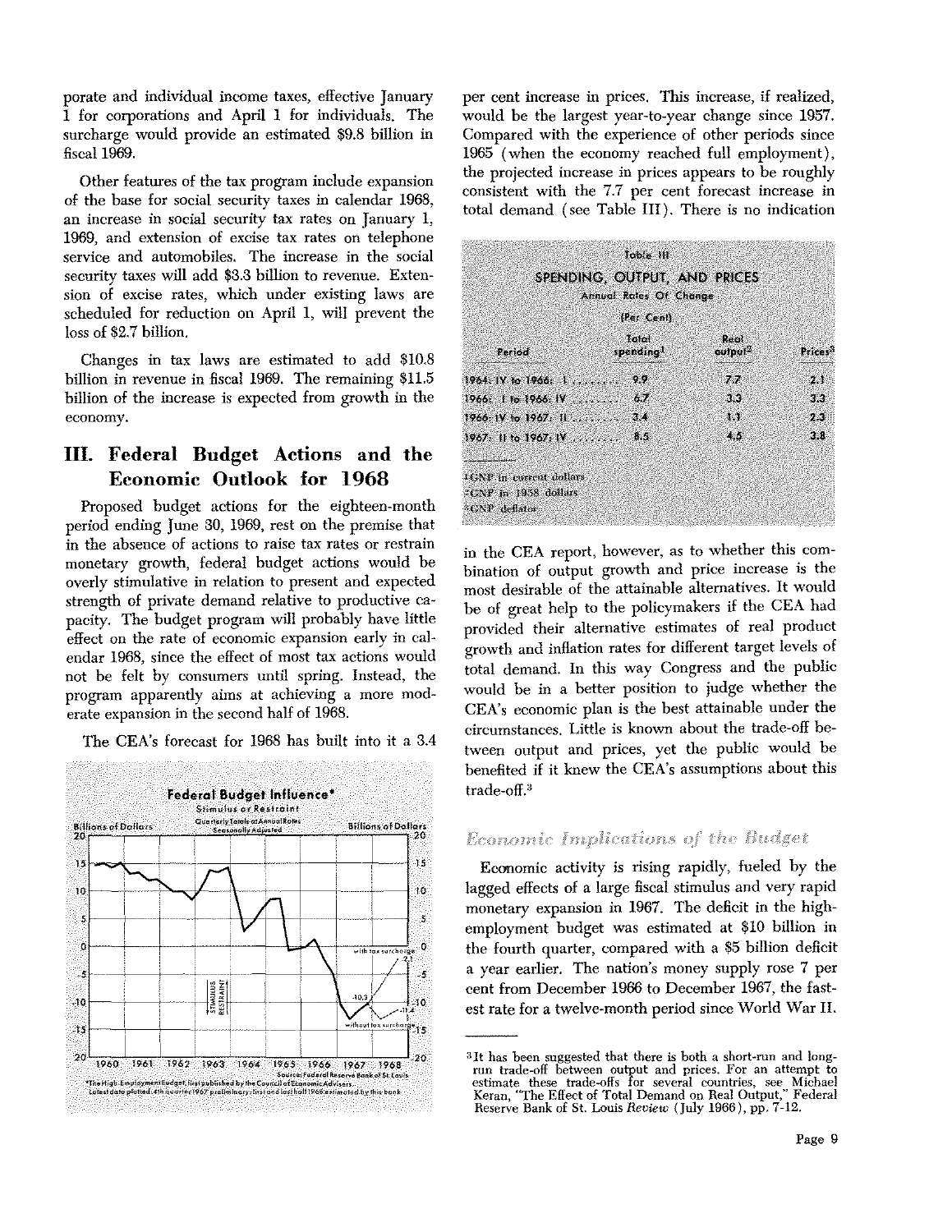porate and individual income taxes, effective January 1 for corporations and April 1 for individuals. The surcharge would provide an estimated \$9.8 billion in fiscal 1969.

Other features of the tax program include expansion of the base for social security taxes in calendar 1968, an increase in social security tax rates on January 1, 1969, and extension of excise tax rates on telephone service and automobiles. The increase in the social security taxes will add \$3.3 billion to revenue. Extension of excise rates, which under existing laws are scheduled for reduction on April 1, will prevent the loss of \$2.7 billion.

Changes in tax laws are estimated to add \$10.8 billion in revenue in fiscal 1969. The remaining \$11.5 billion of the increase is expected from growth in the economy.

## III. Federal Budget Actions and the Economic Outlook for 1968

Proposed budget actions for the eighteen-month period ending June 30, 1969, rest on the premise that in the absence of actions to raise tax rates or restrain monetary growth, federal budget actions would be overly stimulative in relation to present and expected strength of private demand relative to productive capacity. The budget program will probably have little effect on the rate of economic expansion early in calendar 1968, since the effect of most tax actions would not be felt by consumers until spring. Instead, the program apparently aims at achieving a more moderate expansion in the second half of 1968.

The CEA's forecast for 1968 has built into it a 3.4 per cent increase in prices. This increase, if realized, would be the largest year-to-year change since 1957. Compared with the experience of other periods since 1965 (when the economy reached full employment), the projected increase in prices appears to be roughly consistent with the 7.7 per cent forecast increase in total demand (see Table III). There is no indication in the CEA report, however, as to whether this combination of output growth and price increase is the most desirable of the attainable alternatives. It would be of great help to the policymakers if the CEA had provided their alternative estimates of real product growth and inflation rates for different target levels of total demand. In this way Congress and the public would be in a better position to judge whether the CEA's economic plan is the best attainable under the circumstances. Little is known about the trade-off between output and prices, yet the public would be benefited if it knew the CEA's assumptions about this trade-off.[3]

**Federal Budget Influence***
Stimulus or Restraint
Quarterly Totals at Annual Rates, Seasonally Adjusted
Billions of Dollars

Source: Federal Reserve Bank of St. Louis
*The High-Employment Budget, first published by the Council of Economic Advisers.
Latest data plotted: 4th quarter 1967 preliminary; first and last half 1968 estimated by this bank.

**Table III**
**SPENDING, OUTPUT, AND PRICES**
Annual Rates Of Change
(Per Cent)

| Period | Total spending[1] | Real output[2] | Prices[3] |
|---|---|---|---|
| 1964: IV to 1966: I | 9.9 | 7.7 | 2.1 |
| 1966: I to 1966: IV | 6.7 | 3.3 | 3.3 |
| 1966: IV to 1967: II | 3.4 | 1.1 | 2.3 |
| 1967: II to 1967: IV | 8.5 | 4.5 | 3.8 |

[1] GNP in current dollars
[2] GNP in 1958 dollars
[3] GNP deflator

### *Economic Implications of the Budget*

Economic activity is rising rapidly, fueled by the lagged effects of a large fiscal stimulus and very rapid monetary expansion in 1967. The deficit in the high-employment budget was estimated at \$10 billion in the fourth quarter, compared with a \$5 billion deficit a year earlier. The nation's money supply rose 7 per cent from December 1966 to December 1967, the fastest rate for a twelve-month period since World War II.

---

[3] It has been suggested that there is both a short-run and long-run trade-off between output and prices. For an attempt to estimate these trade-offs for several countries, see Michael Keran, "The Effect of Total Demand on Real Output," Federal Reserve Bank of St. Louis *Review* (July 1966), pp. 7-12.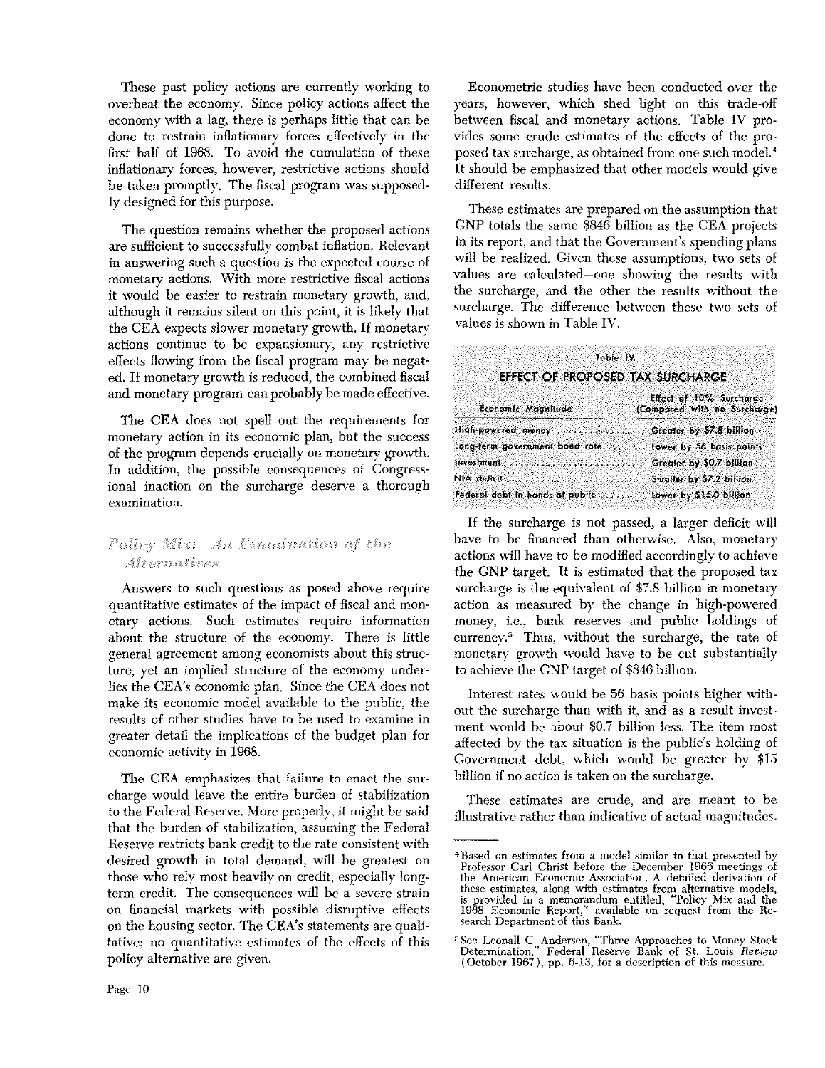These past policy actions are currently working to overheat the economy. Since policy actions affect the economy with a lag, there is perhaps little that can be done to restrain inflationary forces effectively in the first half of 1968. To avoid the cumulation of these inflationary forces, however, restrictive actions should be taken promptly. The fiscal program was supposedly designed for this purpose.

The question remains whether the proposed actions are sufficient to successfully combat inflation. Relevant in answering such a question is the expected course of monetary actions. With more restrictive fiscal actions it would be easier to restrain monetary growth, and, although it remains silent on this point, it is likely that the CEA expects slower monetary growth. If monetary actions continue to be expansionary, any restrictive effects flowing from the fiscal program may be negated. If monetary growth is reduced, the combined fiscal and monetary program can probably be made effective.

The CEA does not spell out the requirements for monetary action in its economic plan, but the success of the program depends crucially on monetary growth. In addition, the possible consequences of Congressional inaction on the surcharge deserve a thorough examination.

## *Policy Mix: An Examination of the Alternatives*

Answers to such questions as posed above require quantitative estimates of the impact of fiscal and monetary actions. Such estimates require information about the structure of the economy. There is little general agreement among economists about this structure, yet an implied structure of the economy underlies the CEA's economic plan. Since the CEA does not make its economic model available to the public, the results of other studies have to be used to examine in greater detail the implications of the budget plan for economic activity in 1968.

The CEA emphasizes that failure to enact the surcharge would leave the entire burden of stabilization to the Federal Reserve. More properly, it might be said that the burden of stabilization, assuming the Federal Reserve restricts bank credit to the rate consistent with desired growth in total demand, will be greatest on those who rely most heavily on credit, especially long-term credit. The consequences will be a severe strain on financial markets with possible disruptive effects on the housing sector. The CEA's statements are qualitative; no quantitative estimates of the effects of this policy alternative are given.

Econometric studies have been conducted over the years, however, which shed light on this trade-off between fiscal and monetary actions. Table IV provides some crude estimates of the effects of the proposed tax surcharge, as obtained from one such model.[4] It should be emphasized that other models would give different results.

These estimates are prepared on the assumption that GNP totals the same $846 billion as the CEA projects in its report, and that the Government's spending plans will be realized. Given these assumptions, two sets of values are calculated—one showing the results with the surcharge, and the other the results without the surcharge. The difference between these two sets of values is shown in Table IV.

**Table IV**

**EFFECT OF PROPOSED TAX SURCHARGE**

| Economic Magnitude | Effect of 10% Surcharge (Compared with no Surcharge) |
|---|---|
| High-powered money | Greater by $7.8 billion |
| Long-term government bond rate | Lower by 56 basis points |
| Investment | Greater by $0.7 billion |
| NIA deficit | Smaller by $7.2 billion |
| Federal debt in hands of public | Lower by $15.0 billion |

If the surcharge is not passed, a larger deficit will have to be financed than otherwise. Also, monetary actions will have to be modified accordingly to achieve the GNP target. It is estimated that the proposed tax surcharge is the equivalent of $7.8 billion in monetary action as measured by the change in high-powered money, i.e., bank reserves and public holdings of currency.[5] Thus, without the surcharge, the rate of monetary growth would have to be cut substantially to achieve the GNP target of $846 billion.

Interest rates would be 56 basis points higher without the surcharge than with it, and as a result investment would be about $0.7 billion less. The item most affected by the tax situation is the public's holding of Government debt, which would be greater by $15 billion if no action is taken on the surcharge.

These estimates are crude, and are meant to be illustrative rather than indicative of actual magnitudes.

---

[4] Based on estimates from a model similar to that presented by Professor Carl Christ before the December 1966 meetings of the American Economic Association. A detailed derivation of these estimates, along with estimates from alternative models, is provided in a memorandum entitled, "Policy Mix and the 1968 Economic Report," available on request from the Research Department of this Bank.

[5] See Leonall C. Andersen, "Three Approaches to Money Stock Determination," Federal Reserve Bank of St. Louis *Review* (October 1967), pp. 6-13, for a description of this measure.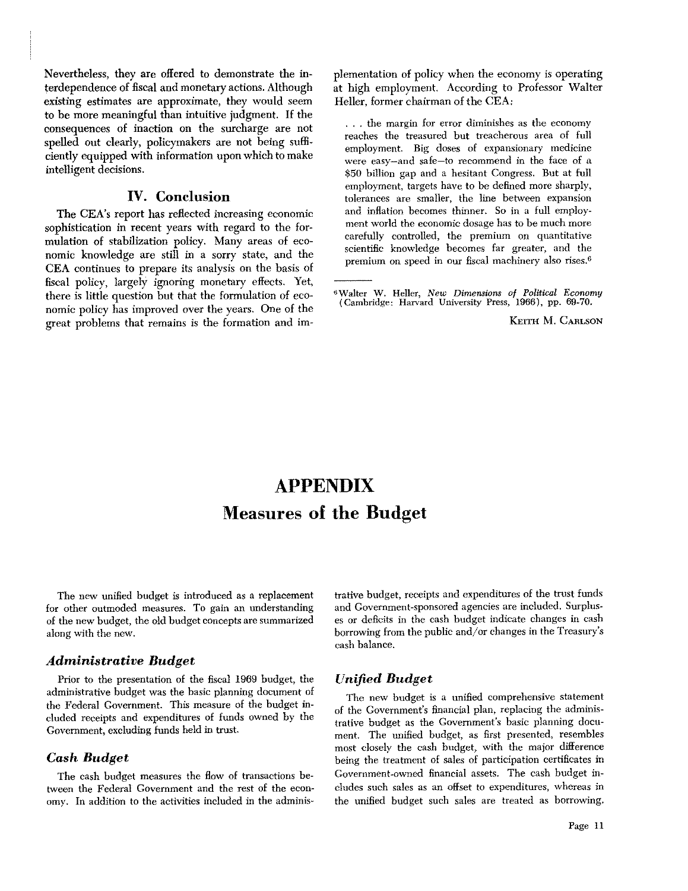Nevertheless, they are offered to demonstrate the interdependence of fiscal and monetary actions. Although existing estimates are approximate, they would seem to be more meaningful than intuitive judgment. If the consequences of inaction on the surcharge are not spelled out clearly, policymakers are not being sufficiently equipped with information upon which to make intelligent decisions.

## IV. Conclusion

The CEA's report has reflected increasing economic sophistication in recent years with regard to the formulation of stabilization policy. Many areas of economic knowledge are still in a sorry state, and the CEA continues to prepare its analysis on the basis of fiscal policy, largely ignoring monetary effects. Yet, there is little question but that the formulation of economic policy has improved over the years. One of the great problems that remains is the formation and implementation of policy when the economy is operating at high employment. According to Professor Walter Heller, former chairman of the CEA:

> . . . the margin for error diminishes as the economy reaches the treasured but treacherous area of full employment. Big doses of expansionary medicine were easy—and safe—to recommend in the face of a $50 billion gap and a hesitant Congress. But at full employment, targets have to be defined more sharply, tolerances are smaller, the line between expansion and inflation becomes thinner. So in a full employment world the economic dosage has to be much more carefully controlled, the premium on quantitative scientific knowledge becomes far greater, and the premium on speed in our fiscal machinery also rises.[6]

[6] Walter W. Heller, *New Dimensions of Political Economy* (Cambridge: Harvard University Press, 1966), pp. 69-70.

KEITH M. CARLSON

# APPENDIX

## Measures of the Budget

The new unified budget is introduced as a replacement for other outmoded measures. To gain an understanding of the new budget, the old budget concepts are summarized along with the new.

### *Administrative Budget*

Prior to the presentation of the fiscal 1969 budget, the administrative budget was the basic planning document of the Federal Government. This measure of the budget included receipts and expenditures of funds owned by the Government, excluding funds held in trust.

### *Cash Budget*

The cash budget measures the flow of transactions between the Federal Government and the rest of the economy. In addition to the activities included in the administrative budget, receipts and expenditures of the trust funds and Government-sponsored agencies are included. Surpluses or deficits in the cash budget indicate changes in cash borrowing from the public and/or changes in the Treasury's cash balance.

### *Unified Budget*

The new budget is a unified comprehensive statement of the Government's financial plan, replacing the administrative budget as the Government's basic planning document. The unified budget, as first presented, resembles most closely the cash budget, with the major difference being the treatment of sales of participation certificates in Government-owned financial assets. The cash budget includes such sales as an offset to expenditures, whereas in the unified budget such sales are treated as borrowing.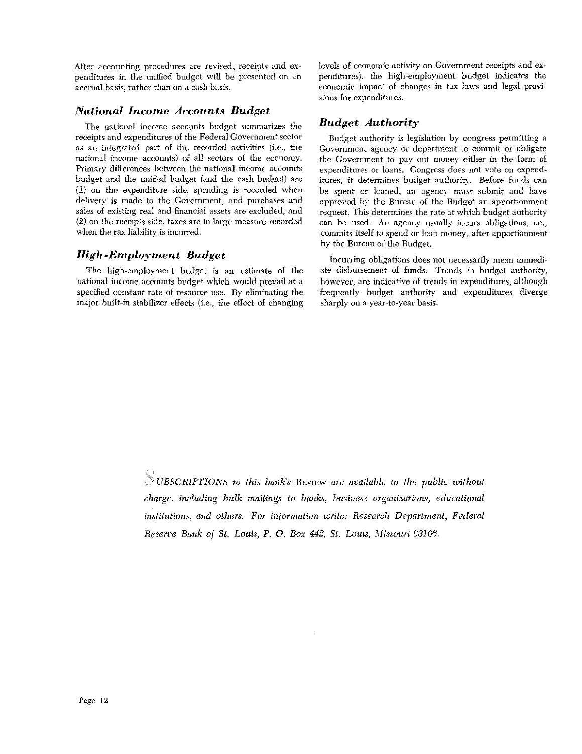After accounting procedures are revised, receipts and expenditures in the unified budget will be presented on an accrual basis, rather than on a cash basis.

## *National Income Accounts Budget*

The national income accounts budget summarizes the receipts and expenditures of the Federal Government sector as an integrated part of the recorded activities (i.e., the national income accounts) of all sectors of the economy. Primary differences between the national income accounts budget and the unified budget (and the cash budget) are (1) on the expenditure side, spending is recorded when delivery is made to the Government, and purchases and sales of existing real and financial assets are excluded, and (2) on the receipts side, taxes are in large measure recorded when the tax liability is incurred.

## *High-Employment Budget*

The high-employment budget is an estimate of the national income accounts budget which would prevail at a specified constant rate of resource use. By eliminating the major built-in stabilizer effects (i.e., the effect of changing levels of economic activity on Government receipts and expenditures), the high-employment budget indicates the economic impact of changes in tax laws and legal provisions for expenditures.

## *Budget Authority*

Budget authority is legislation by congress permitting a Government agency or department to commit or obligate the Government to pay out money either in the form of expenditures or loans. Congress does not vote on expenditures; it determines budget authority. Before funds can be spent or loaned, an agency must submit and have approved by the Bureau of the Budget an apportionment request. This determines the rate at which budget authority can be used. An agency usually incurs obligations, i.e., commits itself to spend or loan money, after apportionment by the Bureau of the Budget.

Incurring obligations does not necessarily mean immediate disbursement of funds. Trends in budget authority, however, are indicative of trends in expenditures, although frequently budget authority and expenditures diverge sharply on a year-to-year basis.

*SUBSCRIPTIONS to this bank's* REVIEW *are available to the public without charge, including bulk mailings to banks, business organizations, educational institutions, and others. For information write: Research Department, Federal Reserve Bank of St. Louis, P. O. Box 442, St. Louis, Missouri 63166.*